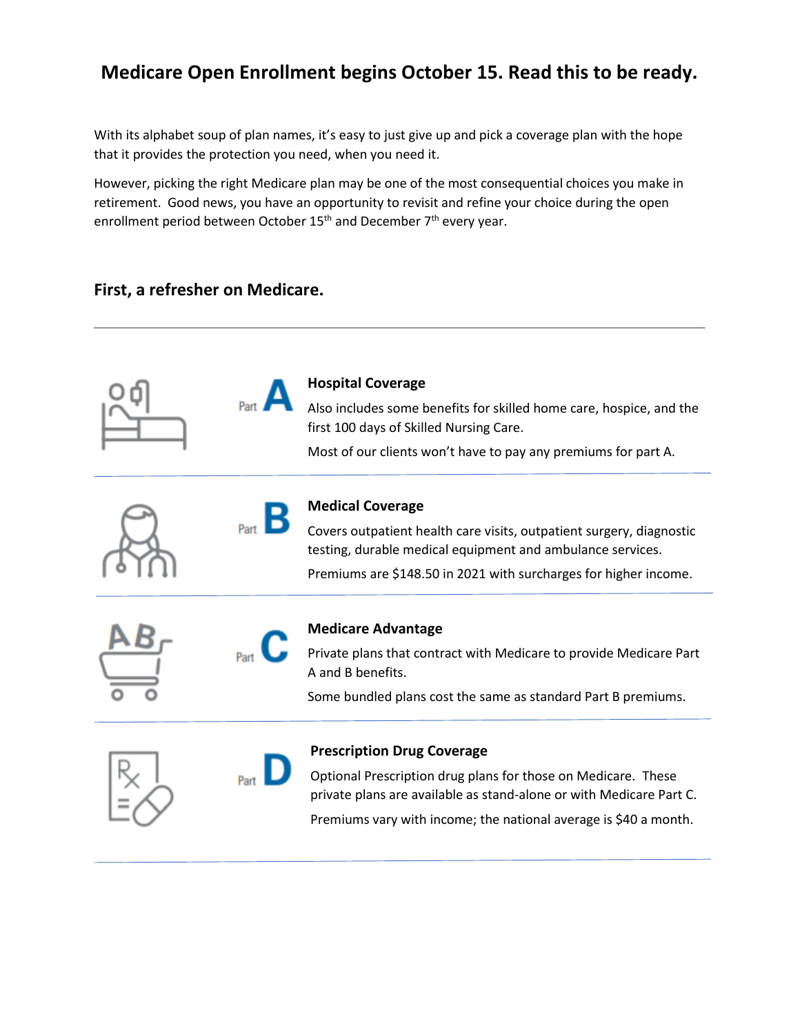# Medicare Open Enrollment begins October 15. Read this to be ready.

With its alphabet soup of plan names, it's easy to just give up and pick a coverage plan with the hope that it provides the protection you need, when you need it.

However, picking the right Medicare plan may be one of the most consequential choices you make in retirement. Good news, you have an opportunity to revisit and refine your choice during the open enrollment period between October 15th and December 7th every year.

## First, a refresher on Medicare.

---

**Part A**

**Hospital Coverage**

Also includes some benefits for skilled home care, hospice, and the first 100 days of Skilled Nursing Care.

Most of our clients won't have to pay any premiums for part A.

---

**Part B**

**Medical Coverage**

Covers outpatient health care visits, outpatient surgery, diagnostic testing, durable medical equipment and ambulance services.

Premiums are $148.50 in 2021 with surcharges for higher income.

---

**Part C**

**Medicare Advantage**

Private plans that contract with Medicare to provide Medicare Part A and B benefits.

Some bundled plans cost the same as standard Part B premiums.

---

**Part D**

**Prescription Drug Coverage**

Optional Prescription drug plans for those on Medicare. These private plans are available as stand-alone or with Medicare Part C.

Premiums vary with income; the national average is $40 a month.

---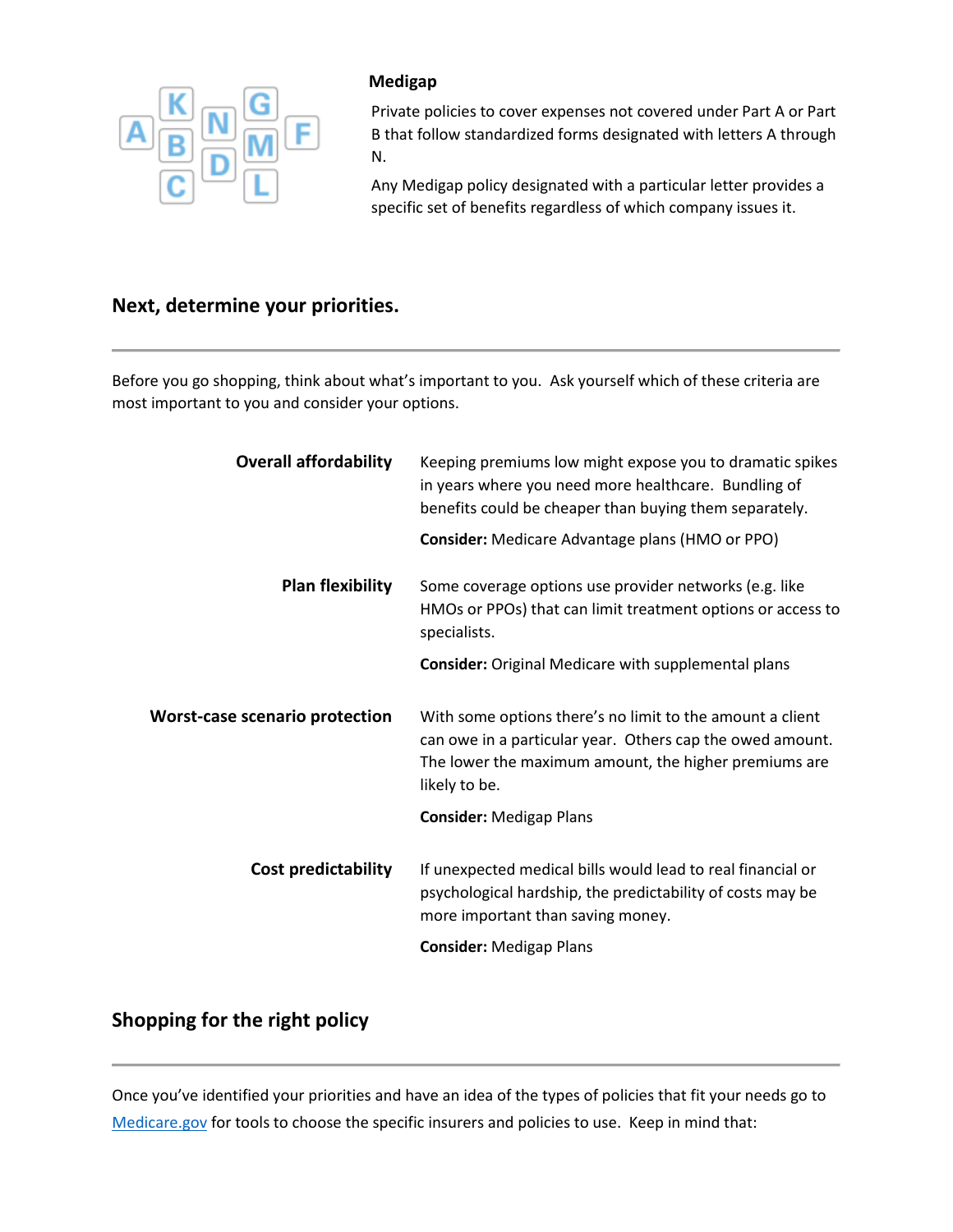**Medigap**

Private policies to cover expenses not covered under Part A or Part B that follow standardized forms designated with letters A through N.

Any Medigap policy designated with a particular letter provides a specific set of benefits regardless of which company issues it.

## Next, determine your priorities.

Before you go shopping, think about what's important to you. Ask yourself which of these criteria are most important to you and consider your options.

**Overall affordability**

Keeping premiums low might expose you to dramatic spikes in years where you need more healthcare. Bundling of benefits could be cheaper than buying them separately.

**Consider:** Medicare Advantage plans (HMO or PPO)

**Plan flexibility**

Some coverage options use provider networks (e.g. like HMOs or PPOs) that can limit treatment options or access to specialists.

**Consider:** Original Medicare with supplemental plans

**Worst-case scenario protection**

With some options there's no limit to the amount a client can owe in a particular year. Others cap the owed amount. The lower the maximum amount, the higher premiums are likely to be.

**Consider:** Medigap Plans

**Cost predictability**

If unexpected medical bills would lead to real financial or psychological hardship, the predictability of costs may be more important than saving money.

**Consider:** Medigap Plans

## Shopping for the right policy

Once you've identified your priorities and have an idea of the types of policies that fit your needs go to [Medicare.gov](Medicare.gov) for tools to choose the specific insurers and policies to use. Keep in mind that: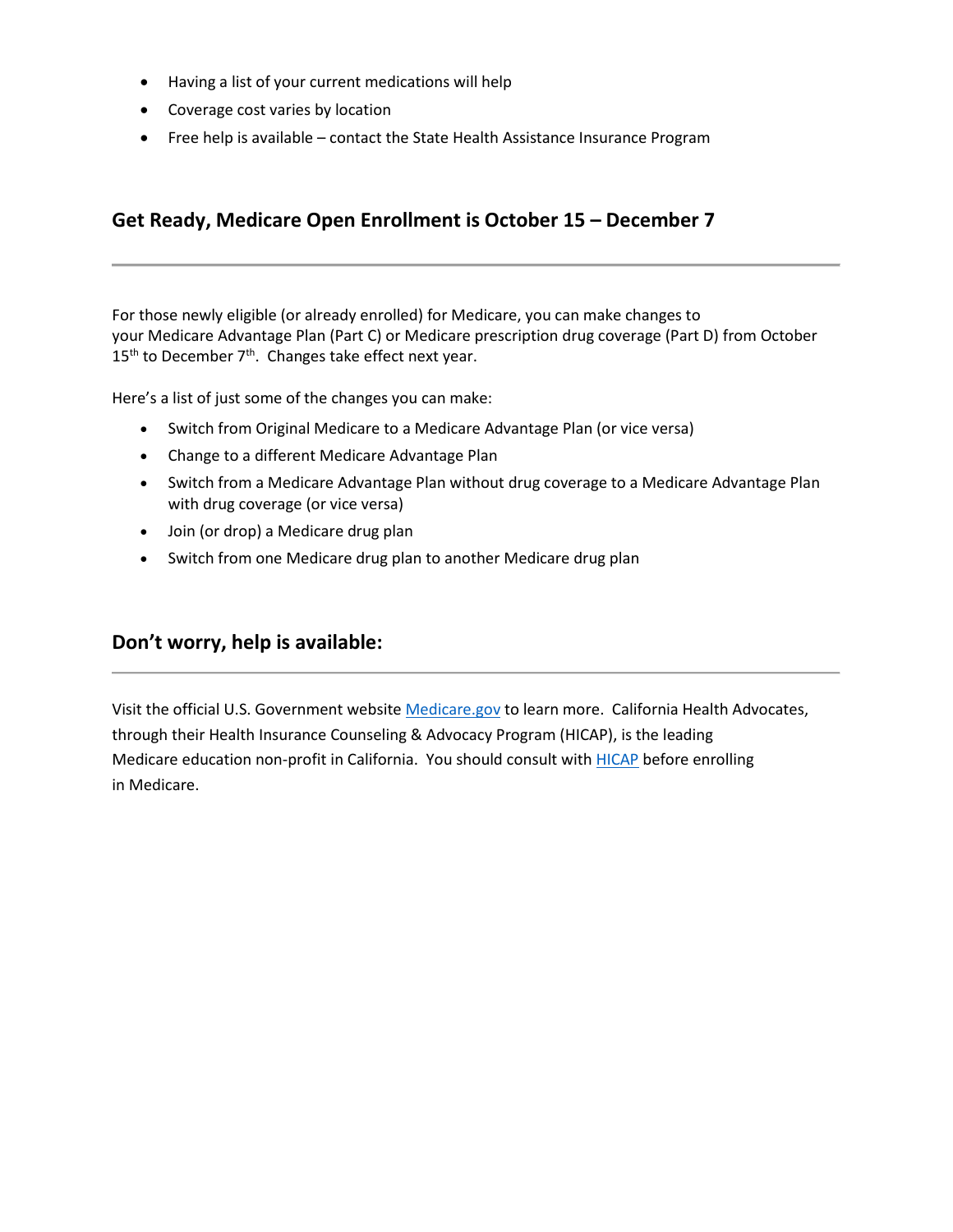- Having a list of your current medications will help
- Coverage cost varies by location
- Free help is available – contact the State Health Assistance Insurance Program

## Get Ready, Medicare Open Enrollment is October 15 – December 7

---

For those newly eligible (or already enrolled) for Medicare, you can make changes to your Medicare Advantage Plan (Part C) or Medicare prescription drug coverage (Part D) from October 15th to December 7th. Changes take effect next year.

Here's a list of just some of the changes you can make:

- Switch from Original Medicare to a Medicare Advantage Plan (or vice versa)
- Change to a different Medicare Advantage Plan
- Switch from a Medicare Advantage Plan without drug coverage to a Medicare Advantage Plan with drug coverage (or vice versa)
- Join (or drop) a Medicare drug plan
- Switch from one Medicare drug plan to another Medicare drug plan

## Don't worry, help is available:

---

Visit the official U.S. Government website Medicare.gov to learn more. California Health Advocates, through their Health Insurance Counseling & Advocacy Program (HICAP), is the leading Medicare education non-profit in California. You should consult with HICAP before enrolling in Medicare.